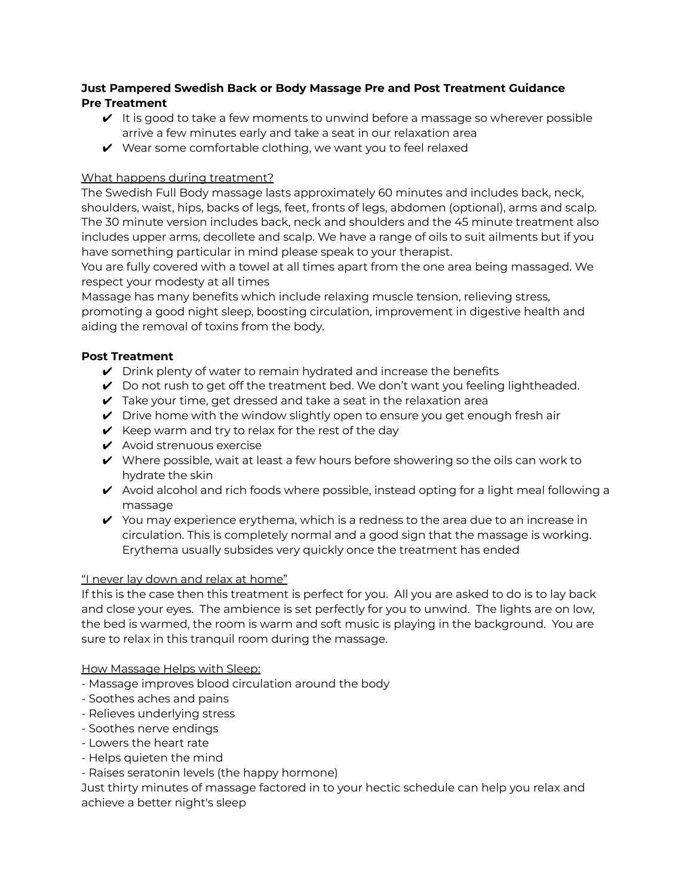**Just Pampered Swedish Back or Body Massage Pre and Post Treatment Guidance**
**Pre Treatment**

- ✔ It is good to take a few moments to unwind before a massage so wherever possible arrive a few minutes early and take a seat in our relaxation area
- ✔ Wear some comfortable clothing, we want you to feel relaxed

<u>What happens during treatment?</u>

The Swedish Full Body massage lasts approximately 60 minutes and includes back, neck, shoulders, waist, hips, backs of legs, feet, fronts of legs, abdomen (optional), arms and scalp. The 30 minute version includes back, neck and shoulders and the 45 minute treatment also includes upper arms, decollete and scalp. We have a range of oils to suit ailments but if you have something particular in mind please speak to your therapist.

You are fully covered with a towel at all times apart from the one area being massaged. We respect your modesty at all times

Massage has many benefits which include relaxing muscle tension, relieving stress, promoting a good night sleep, boosting circulation, improvement in digestive health and aiding the removal of toxins from the body.

**Post Treatment**

- ✔ Drink plenty of water to remain hydrated and increase the benefits
- ✔ Do not rush to get off the treatment bed. We don't want you feeling lightheaded.
- ✔ Take your time, get dressed and take a seat in the relaxation area
- ✔ Drive home with the window slightly open to ensure you get enough fresh air
- ✔ Keep warm and try to relax for the rest of the day
- ✔ Avoid strenuous exercise
- ✔ Where possible, wait at least a few hours before showering so the oils can work to hydrate the skin
- ✔ Avoid alcohol and rich foods where possible, instead opting for a light meal following a massage
- ✔ You may experience erythema, which is a redness to the area due to an increase in circulation. This is completely normal and a good sign that the massage is working. Erythema usually subsides very quickly once the treatment has ended

<u>"I never lay down and relax at home"</u>

If this is the case then this treatment is perfect for you. All you are asked to do is to lay back and close your eyes. The ambience is set perfectly for you to unwind. The lights are on low, the bed is warmed, the room is warm and soft music is playing in the background. You are sure to relax in this tranquil room during the massage.

<u>How Massage Helps with Sleep:</u>

- Massage improves blood circulation around the body
- Soothes aches and pains
- Relieves underlying stress
- Soothes nerve endings
- Lowers the heart rate
- Helps quieten the mind
- Raises seratonin levels (the happy hormone)

Just thirty minutes of massage factored in to your hectic schedule can help you relax and achieve a better night's sleep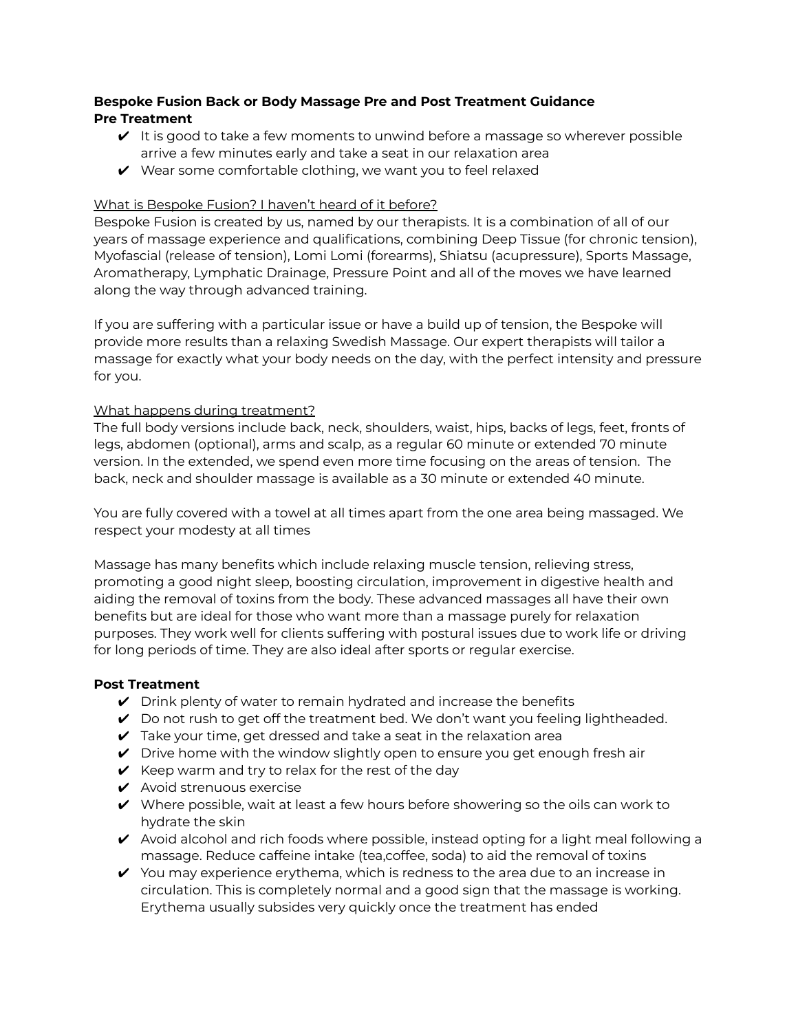**Bespoke Fusion Back or Body Massage Pre and Post Treatment Guidance**

**Pre Treatment**

- ✔ It is good to take a few moments to unwind before a massage so wherever possible arrive a few minutes early and take a seat in our relaxation area
- ✔ Wear some comfortable clothing, we want you to feel relaxed

<u>What is Bespoke Fusion? I haven't heard of it before?</u>

Bespoke Fusion is created by us, named by our therapists. It is a combination of all of our years of massage experience and qualifications, combining Deep Tissue (for chronic tension), Myofascial (release of tension), Lomi Lomi (forearms), Shiatsu (acupressure), Sports Massage, Aromatherapy, Lymphatic Drainage, Pressure Point and all of the moves we have learned along the way through advanced training.

If you are suffering with a particular issue or have a build up of tension, the Bespoke will provide more results than a relaxing Swedish Massage. Our expert therapists will tailor a massage for exactly what your body needs on the day, with the perfect intensity and pressure for you.

<u>What happens during treatment?</u>

The full body versions include back, neck, shoulders, waist, hips, backs of legs, feet, fronts of legs, abdomen (optional), arms and scalp, as a regular 60 minute or extended 70 minute version. In the extended, we spend even more time focusing on the areas of tension. The back, neck and shoulder massage is available as a 30 minute or extended 40 minute.

You are fully covered with a towel at all times apart from the one area being massaged. We respect your modesty at all times

Massage has many benefits which include relaxing muscle tension, relieving stress, promoting a good night sleep, boosting circulation, improvement in digestive health and aiding the removal of toxins from the body. These advanced massages all have their own benefits but are ideal for those who want more than a massage purely for relaxation purposes. They work well for clients suffering with postural issues due to work life or driving for long periods of time. They are also ideal after sports or regular exercise.

**Post Treatment**

- ✔ Drink plenty of water to remain hydrated and increase the benefits
- ✔ Do not rush to get off the treatment bed. We don't want you feeling lightheaded.
- ✔ Take your time, get dressed and take a seat in the relaxation area
- ✔ Drive home with the window slightly open to ensure you get enough fresh air
- ✔ Keep warm and try to relax for the rest of the day
- ✔ Avoid strenuous exercise
- ✔ Where possible, wait at least a few hours before showering so the oils can work to hydrate the skin
- ✔ Avoid alcohol and rich foods where possible, instead opting for a light meal following a massage. Reduce caffeine intake (tea,coffee, soda) to aid the removal of toxins
- ✔ You may experience erythema, which is redness to the area due to an increase in circulation. This is completely normal and a good sign that the massage is working. Erythema usually subsides very quickly once the treatment has ended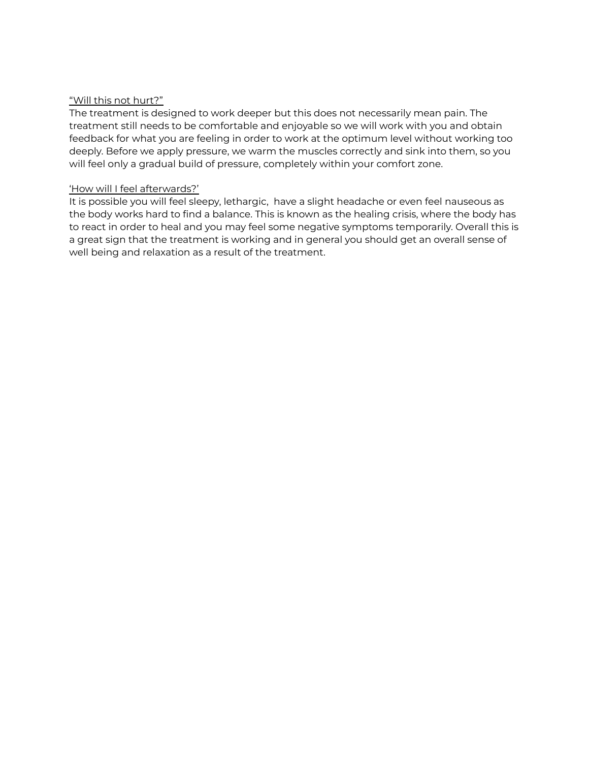<u>“Will this not hurt?”</u>
The treatment is designed to work deeper but this does not necessarily mean pain. The treatment still needs to be comfortable and enjoyable so we will work with you and obtain feedback for what you are feeling in order to work at the optimum level without working too deeply. Before we apply pressure, we warm the muscles correctly and sink into them, so you will feel only a gradual build of pressure, completely within your comfort zone.

<u>‘How will I feel afterwards?’</u>
It is possible you will feel sleepy, lethargic,  have a slight headache or even feel nauseous as the body works hard to find a balance. This is known as the healing crisis, where the body has to react in order to heal and you may feel some negative symptoms temporarily. Overall this is a great sign that the treatment is working and in general you should get an overall sense of well being and relaxation as a result of the treatment.